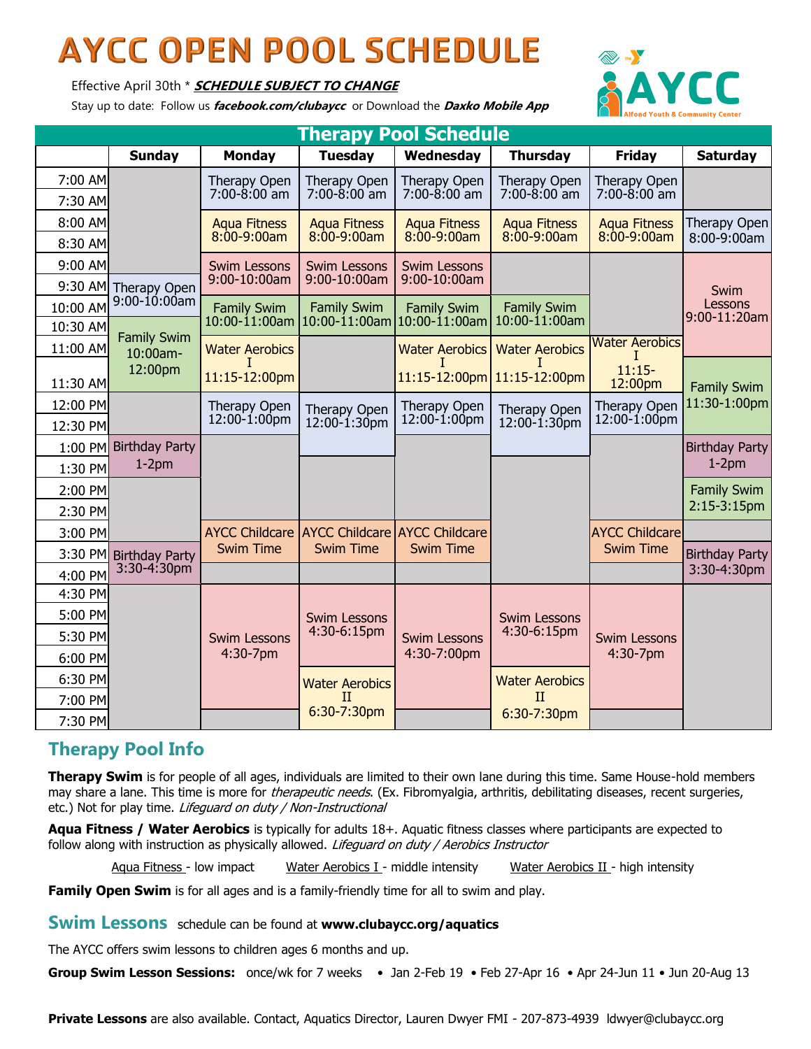# AYCC OPEN POOL SCHEDULE

Effective April 30th * ***SCHEDULE SUBJECT TO CHANGE***

Stay up to date: Follow us ***facebook.com/clubaycc*** or Download the ***Daxko Mobile App***

AYCC Alfond Youth & Community Center

## Therapy Pool Schedule

| | Sunday | Monday | Tuesday | Wednesday | Thursday | Friday | Saturday |
|---|---|---|---|---|---|---|---|
| 7:00 AM | | Therapy Open 7:00-8:00 am | Therapy Open 7:00-8:00 am | Therapy Open 7:00-8:00 am | Therapy Open 7:00-8:00 am | Therapy Open 7:00-8:00 am | |
| 7:30 AM | | | | | | | |
| 8:00 AM | | Aqua Fitness 8:00-9:00am | Aqua Fitness 8:00-9:00am | Aqua Fitness 8:00-9:00am | Aqua Fitness 8:00-9:00am | Aqua Fitness 8:00-9:00am | Therapy Open 8:00-9:00am |
| 8:30 AM | | | | | | | |
| 9:00 AM | | Swim Lessons 9:00-10:00am | Swim Lessons 9:00-10:00am | Swim Lessons 9:00-10:00am | | | Swim Lessons 9:00-11:20am |
| 9:30 AM | Therapy Open 9:00-10:00am | | | | | | |
| 10:00 AM | | Family Swim 10:00-11:00am | Family Swim 10:00-11:00am | Family Swim 10:00-11:00am | Family Swim 10:00-11:00am | | |
| 10:30 AM | Family Swim 10:00am-12:00pm | | | | | | |
| 11:00 AM | | Water Aerobics I 11:15-12:00pm | | Water Aerobics I 11:15-12:00pm | Water Aerobics I 11:15-12:00pm | Water Aerobics I 11:15-12:00pm | |
| 11:30 AM | | | | | | | Family Swim 11:30-1:00pm |
| 12:00 PM | | Therapy Open 12:00-1:00pm | Therapy Open 12:00-1:30pm | Therapy Open 12:00-1:00pm | Therapy Open 12:00-1:30pm | Therapy Open 12:00-1:00pm | |
| 12:30 PM | | | | | | | |
| 1:00 PM | Birthday Party 1-2pm | | | | | | Birthday Party 1-2pm |
| 1:30 PM | | | | | | | |
| 2:00 PM | | | | | | | Family Swim 2:15-3:15pm |
| 2:30 PM | | | | | | | |
| 3:00 PM | | AYCC Childcare Swim Time | AYCC Childcare Swim Time | AYCC Childcare Swim Time | | AYCC Childcare Swim Time | |
| 3:30 PM | Birthday Party 3:30-4:30pm | | | | | | Birthday Party 3:30-4:30pm |
| 4:00 PM | | | | | | | |
| 4:30 PM | | Swim Lessons 4:30-7pm | Swim Lessons 4:30-6:15pm | Swim Lessons 4:30-7:00pm | Swim Lessons 4:30-6:15pm | Swim Lessons 4:30-7pm | |
| 5:00 PM | | | | | | | |
| 5:30 PM | | | | | | | |
| 6:00 PM | | | | | | | |
| 6:30 PM | | | Water Aerobics II 6:30-7:30pm | | Water Aerobics II 6:30-7:30pm | | |
| 7:00 PM | | | | | | | |
| 7:30 PM | | | | | | | |

## Therapy Pool Info

**Therapy Swim** is for people of all ages, individuals are limited to their own lane during this time. Same House-hold members may share a lane. This time is more for *therapeutic needs*. (Ex. Fibromyalgia, arthritis, debilitating diseases, recent surgeries, etc.) Not for play time. *Lifeguard on duty / Non-Instructional*

**Aqua Fitness / Water Aerobics** is typically for adults 18+. Aquatic fitness classes where participants are expected to follow along with instruction as physically allowed. *Lifeguard on duty / Aerobics Instructor*

Aqua Fitness - low impact    Water Aerobics I - middle intensity    Water Aerobics II - high intensity

**Family Open Swim** is for all ages and is a family-friendly time for all to swim and play.

## Swim Lessons

schedule can be found at **www.clubaycc.org/aquatics**

The AYCC offers swim lessons to children ages 6 months and up.

**Group Swim Lesson Sessions:** once/wk for 7 weeks • Jan 2-Feb 19 • Feb 27-Apr 16 • Apr 24-Jun 11 • Jun 20-Aug 13

**Private Lessons** are also available. Contact, Aquatics Director, Lauren Dwyer FMI - 207-873-4939 ldwyer@clubaycc.org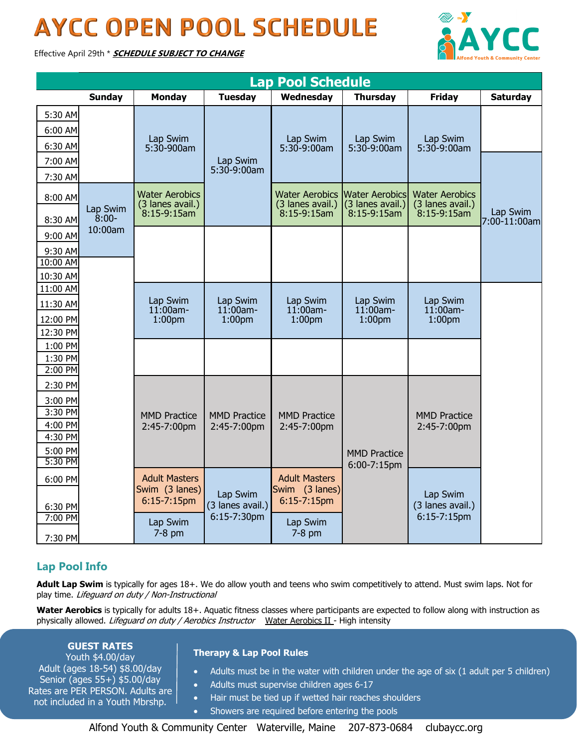# AYCC OPEN POOL SCHEDULE

Effective April 29th * ***SCHEDULE SUBJECT TO CHANGE***

## Lap Pool Schedule

| | Sunday | Monday | Tuesday | Wednesday | Thursday | Friday | Saturday |
|---|---|---|---|---|---|---|---|
| 5:30 AM | | Lap Swim 5:30-900am | Lap Swim 5:30-9:00am | Lap Swim 5:30-9:00am | Lap Swim 5:30-9:00am | Lap Swim 5:30-9:00am | |
| 6:00 AM | | | | | | | |
| 6:30 AM | | | | | | | |
| 7:00 AM | | | | | | | Lap Swim 7:00-11:00am |
| 7:30 AM | | | | | | | |
| 8:00 AM | Lap Swim 8:00-10:00am | Water Aerobics (3 lanes avail.) 8:15-9:15am | | Water Aerobics (3 lanes avail.) 8:15-9:15am | Water Aerobics (3 lanes avail.) 8:15-9:15am | Water Aerobics (3 lanes avail.) 8:15-9:15am | |
| 8:30 AM | | | | | | | |
| 9:00 AM | | | | | | | |
| 9:30 AM | | | | | | | |
| 10:00 AM | | | | | | | |
| 10:30 AM | | | | | | | |
| 11:00 AM | | Lap Swim 11:00am-1:00pm | Lap Swim 11:00am-1:00pm | Lap Swim 11:00am-1:00pm | Lap Swim 11:00am-1:00pm | Lap Swim 11:00am-1:00pm | |
| 11:30 AM | | | | | | | |
| 12:00 PM | | | | | | | |
| 12:30 PM | | | | | | | |
| 1:00 PM | | | | | | | |
| 1:30 PM | | | | | | | |
| 2:00 PM | | | | | | | |
| 2:30 PM | | MMD Practice 2:45-7:00pm | MMD Practice 2:45-7:00pm | MMD Practice 2:45-7:00pm | | MMD Practice 2:45-7:00pm | |
| 3:00 PM | | | | | | | |
| 3:30 PM | | | | | | | |
| 4:00 PM | | | | | | | |
| 4:30 PM | | | | | | | |
| 5:00 PM | | | | | | | |
| 5:30 PM | | | | | | | |
| 6:00 PM | | Adult Masters Swim (3 lanes) 6:15-7:15pm | Lap Swim (3 lanes avail.) 6:15-7:30pm | Adult Masters Swim (3 lanes) 6:15-7:15pm | MMD Practice 6:00-7:15pm | Lap Swim (3 lanes avail.) 6:15-7:15pm | |
| 6:30 PM | | | | | | | |
| 7:00 PM | | Lap Swim 7-8 pm | | Lap Swim 7-8 pm | | | |
| 7:30 PM | | | | | | | |

## Lap Pool Info

**Adult Lap Swim** is typically for ages 18+. We do allow youth and teens who swim competitively to attend. Must swim laps. Not for play time. *Lifeguard on duty / Non-Instructional*

**Water Aerobics** is typically for adults 18+. Aquatic fitness classes where participants are expected to follow along with instruction as physically allowed. *Lifeguard on duty / Aerobics Instructor* Water Aerobics II - High intensity

**GUEST RATES**

Youth $4.00/day
Adult (ages 18-54) $8.00/day
Senior (ages 55+) $5.00/day
Rates are PER PERSON. Adults are not included in a Youth Mbrshp.

**Therapy & Lap Pool Rules**

- Adults must be in the water with children under the age of six (1 adult per 5 children)
- Adults must supervise children ages 6-17
- Hair must be tied up if wetted hair reaches shoulders
- Showers are required before entering the pools

Alfond Youth & Community Center Waterville, Maine 207-873-0684 clubaycc.org